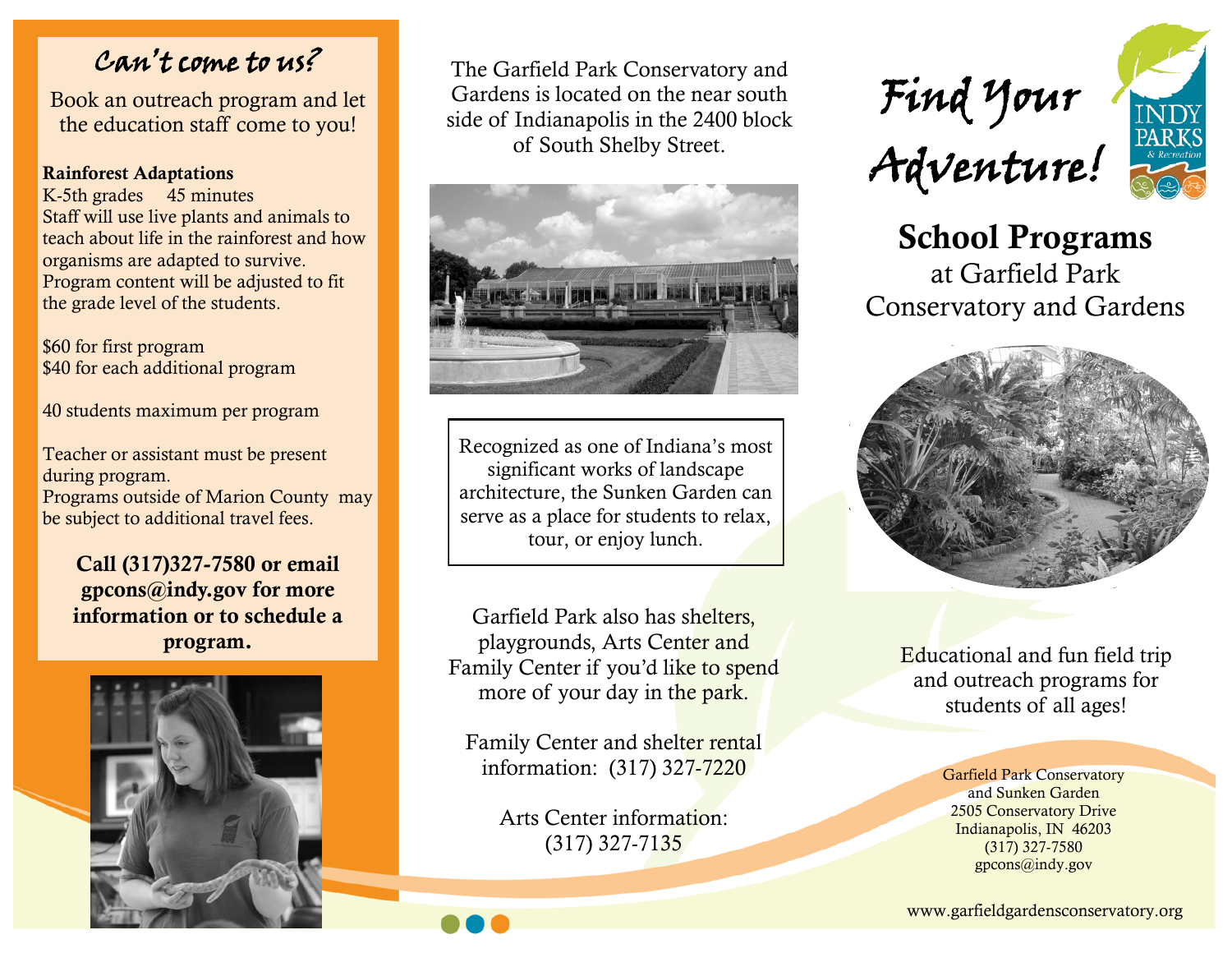## Can't come to us?

Book an outreach program and let the education staff come to you!

**Rainforest Adaptations**
K-5th grades     45 minutes
Staff will use live plants and animals to teach about life in the rainforest and how organisms are adapted to survive. Program content will be adjusted to fit the grade level of the students.

$60 for first program
$40 for each additional program

40 students maximum per program

Teacher or assistant must be present during program.
Programs outside of Marion County may be subject to additional travel fees.

**Call (317)327-7580 or email gpcons@indy.gov for more information or to schedule a program.**

The Garfield Park Conservatory and Gardens is located on the near south side of Indianapolis in the 2400 block of South Shelby Street.

Recognized as one of Indiana's most significant works of landscape architecture, the Sunken Garden can serve as a place for students to relax, tour, or enjoy lunch.

Garfield Park also has shelters, playgrounds, Arts Center and Family Center if you'd like to spend more of your day in the park.

Family Center and shelter rental information: (317) 327-7220

Arts Center information: (317) 327-7135

# Find Your Adventure!

INDY PARKS & Recreation

## School Programs

at Garfield Park Conservatory and Gardens

Educational and fun field trip and outreach programs for students of all ages!

Garfield Park Conservatory and Sunken Garden
2505 Conservatory Drive
Indianapolis, IN 46203
(317) 327-7580
gpcons@indy.gov

www.garfieldgardensconservatory.org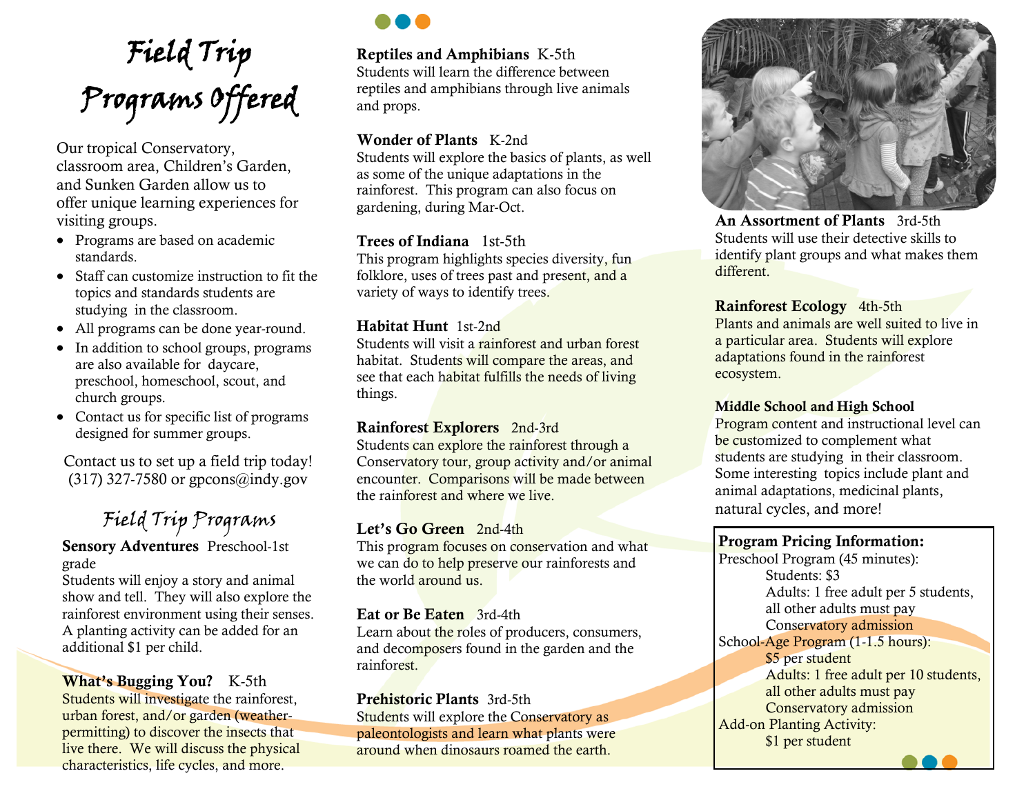# Field Trip Programs Offered

Our tropical Conservatory, classroom area, Children's Garden, and Sunken Garden allow us to offer unique learning experiences for visiting groups.

- Programs are based on academic standards.
- Staff can customize instruction to fit the topics and standards students are studying in the classroom.
- All programs can be done year-round.
- In addition to school groups, programs are also available for daycare, preschool, homeschool, scout, and church groups.
- Contact us for specific list of programs designed for summer groups.

Contact us to set up a field trip today!
(317) 327-7580 or gpcons@indy.gov

## Field Trip Programs

**Sensory Adventures** Preschool-1st grade
Students will enjoy a story and animal show and tell. They will also explore the rainforest environment using their senses. A planting activity can be added for an additional $1 per child.

**What's Bugging You?** K-5th
Students will investigate the rainforest, urban forest, and/or garden (weather-permitting) to discover the insects that live there. We will discuss the physical characteristics, life cycles, and more.

**Reptiles and Amphibians** K-5th
Students will learn the difference between reptiles and amphibians through live animals and props.

**Wonder of Plants** K-2nd
Students will explore the basics of plants, as well as some of the unique adaptations in the rainforest. This program can also focus on gardening, during Mar-Oct.

**Trees of Indiana** 1st-5th
This program highlights species diversity, fun folklore, uses of trees past and present, and a variety of ways to identify trees.

**Habitat Hunt** 1st-2nd
Students will visit a rainforest and urban forest habitat. Students will compare the areas, and see that each habitat fulfills the needs of living things.

**Rainforest Explorers** 2nd-3rd
Students can explore the rainforest through a Conservatory tour, group activity and/or animal encounter. Comparisons will be made between the rainforest and where we live.

**Let's Go Green** 2nd-4th
This program focuses on conservation and what we can do to help preserve our rainforests and the world around us.

**Eat or Be Eaten** 3rd-4th
Learn about the roles of producers, consumers, and decomposers found in the garden and the rainforest.

**Prehistoric Plants** 3rd-5th
Students will explore the Conservatory as paleontologists and learn what plants were around when dinosaurs roamed the earth.

**An Assortment of Plants** 3rd-5th
Students will use their detective skills to identify plant groups and what makes them different.

**Rainforest Ecology** 4th-5th
Plants and animals are well suited to live in a particular area. Students will explore adaptations found in the rainforest ecosystem.

**Middle School and High School**
Program content and instructional level can be customized to complement what students are studying in their classroom. Some interesting topics include plant and animal adaptations, medicinal plants, natural cycles, and more!

**Program Pricing Information:**

Preschool Program (45 minutes):
- Students: $3
- Adults: 1 free adult per 5 students, all other adults must pay Conservatory admission

School-Age Program (1-1.5 hours):
- $5 per student
- Adults: 1 free adult per 10 students, all other adults must pay Conservatory admission

Add-on Planting Activity:
- $1 per student